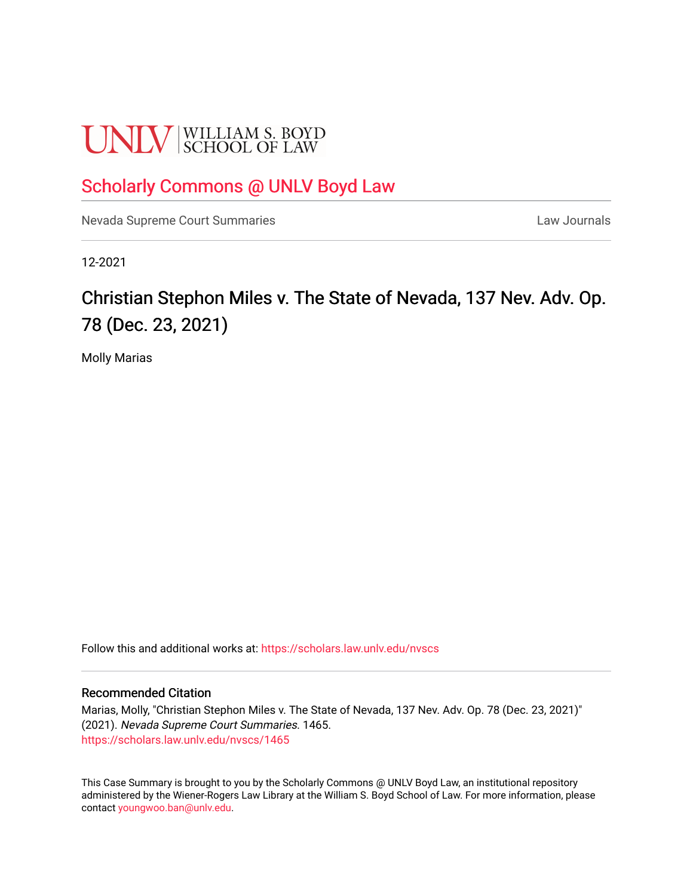UNLV | WILLIAM S. BOYD SCHOOL OF LAW

## Scholarly Commons @ UNLV Boyd Law

Nevada Supreme Court Summaries | Law Journals

12-2021

# Christian Stephon Miles v. The State of Nevada, 137 Nev. Adv. Op. 78 (Dec. 23, 2021)

Molly Marias

Follow this and additional works at: https://scholars.law.unlv.edu/nvscs

### Recommended Citation

Marias, Molly, "Christian Stephon Miles v. The State of Nevada, 137 Nev. Adv. Op. 78 (Dec. 23, 2021)" (2021). *Nevada Supreme Court Summaries*. 1465.
https://scholars.law.unlv.edu/nvscs/1465

This Case Summary is brought to you by the Scholarly Commons @ UNLV Boyd Law, an institutional repository administered by the Wiener-Rogers Law Library at the William S. Boyd School of Law. For more information, please contact youngwoo.ban@unlv.edu.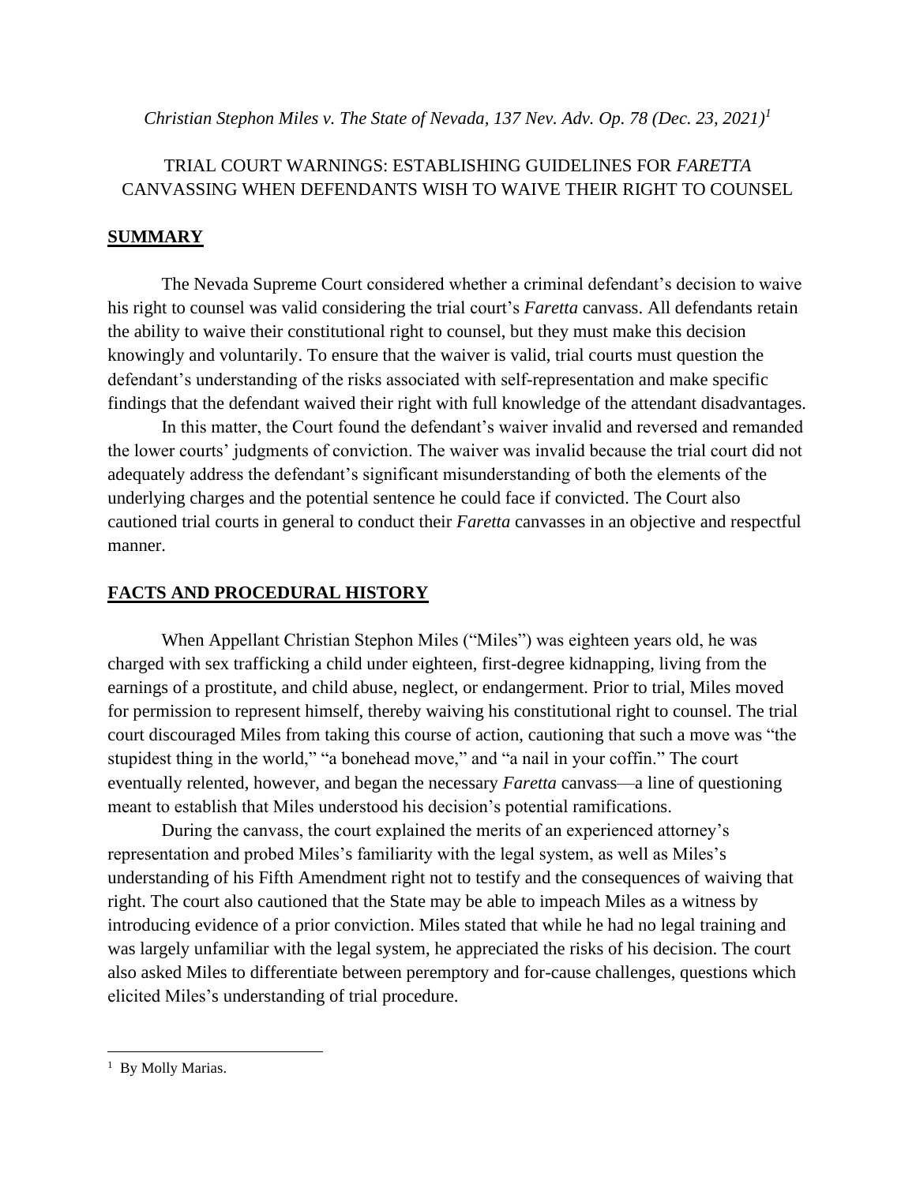*Christian Stephon Miles v. The State of Nevada, 137 Nev. Adv. Op. 78 (Dec. 23, 2021)*[1]

TRIAL COURT WARNINGS: ESTABLISHING GUIDELINES FOR *FARETTA* CANVASSING WHEN DEFENDANTS WISH TO WAIVE THEIR RIGHT TO COUNSEL

## SUMMARY

The Nevada Supreme Court considered whether a criminal defendant's decision to waive his right to counsel was valid considering the trial court's *Faretta* canvass. All defendants retain the ability to waive their constitutional right to counsel, but they must make this decision knowingly and voluntarily. To ensure that the waiver is valid, trial courts must question the defendant's understanding of the risks associated with self-representation and make specific findings that the defendant waived their right with full knowledge of the attendant disadvantages.

In this matter, the Court found the defendant's waiver invalid and reversed and remanded the lower courts' judgments of conviction. The waiver was invalid because the trial court did not adequately address the defendant's significant misunderstanding of both the elements of the underlying charges and the potential sentence he could face if convicted. The Court also cautioned trial courts in general to conduct their *Faretta* canvasses in an objective and respectful manner.

## FACTS AND PROCEDURAL HISTORY

When Appellant Christian Stephon Miles ("Miles") was eighteen years old, he was charged with sex trafficking a child under eighteen, first-degree kidnapping, living from the earnings of a prostitute, and child abuse, neglect, or endangerment. Prior to trial, Miles moved for permission to represent himself, thereby waiving his constitutional right to counsel. The trial court discouraged Miles from taking this course of action, cautioning that such a move was "the stupidest thing in the world," "a bonehead move," and "a nail in your coffin." The court eventually relented, however, and began the necessary *Faretta* canvass—a line of questioning meant to establish that Miles understood his decision's potential ramifications.

During the canvass, the court explained the merits of an experienced attorney's representation and probed Miles's familiarity with the legal system, as well as Miles's understanding of his Fifth Amendment right not to testify and the consequences of waiving that right. The court also cautioned that the State may be able to impeach Miles as a witness by introducing evidence of a prior conviction. Miles stated that while he had no legal training and was largely unfamiliar with the legal system, he appreciated the risks of his decision. The court also asked Miles to differentiate between peremptory and for-cause challenges, questions which elicited Miles's understanding of trial procedure.

---

[1] By Molly Marias.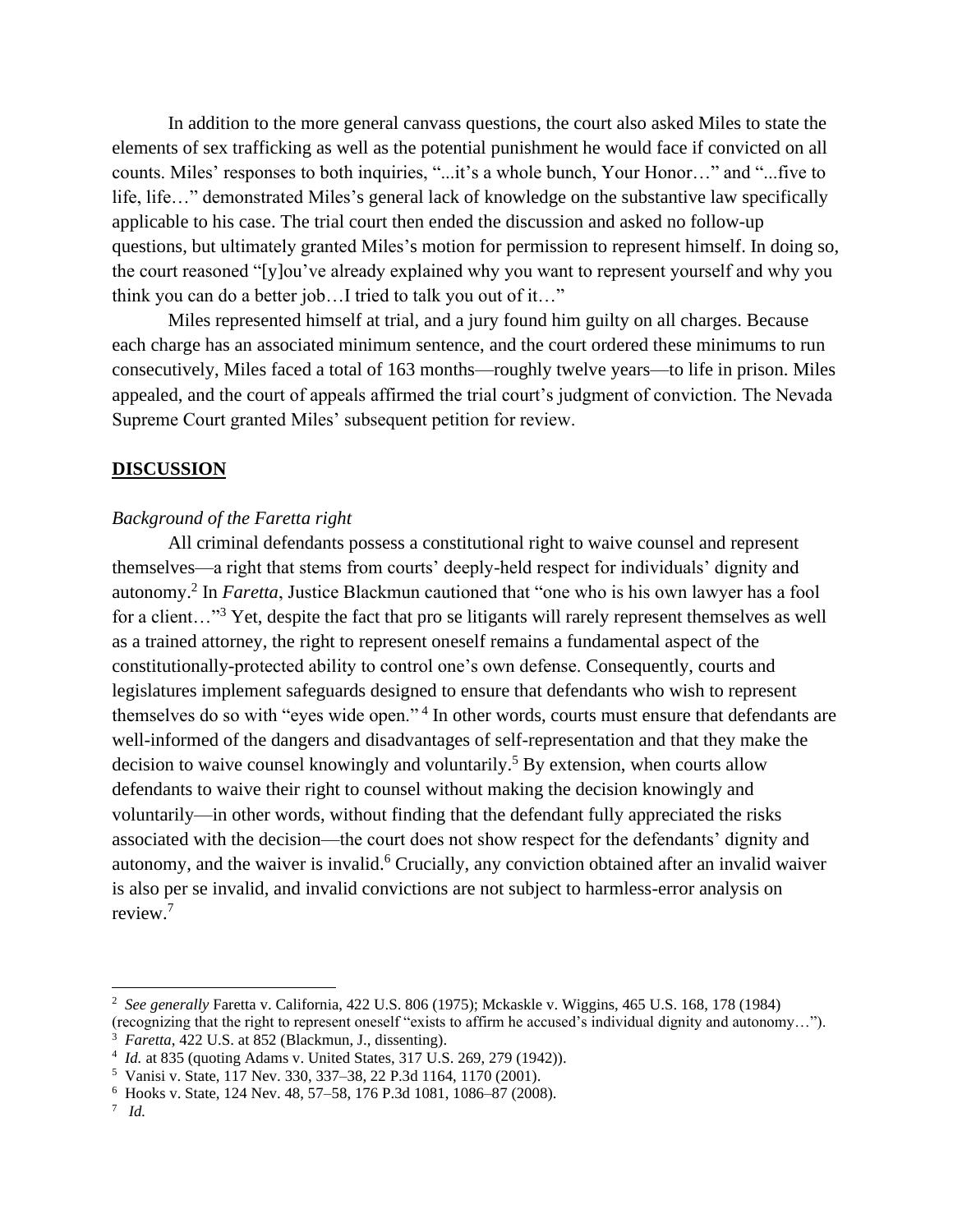In addition to the more general canvass questions, the court also asked Miles to state the elements of sex trafficking as well as the potential punishment he would face if convicted on all counts. Miles' responses to both inquiries, "...it's a whole bunch, Your Honor…" and "...five to life, life…" demonstrated Miles's general lack of knowledge on the substantive law specifically applicable to his case. The trial court then ended the discussion and asked no follow-up questions, but ultimately granted Miles's motion for permission to represent himself. In doing so, the court reasoned "[y]ou've already explained why you want to represent yourself and why you think you can do a better job…I tried to talk you out of it…"

Miles represented himself at trial, and a jury found him guilty on all charges. Because each charge has an associated minimum sentence, and the court ordered these minimums to run consecutively, Miles faced a total of 163 months—roughly twelve years—to life in prison. Miles appealed, and the court of appeals affirmed the trial court's judgment of conviction. The Nevada Supreme Court granted Miles' subsequent petition for review.

## **DISCUSSION**

*Background of the Faretta right*

All criminal defendants possess a constitutional right to waive counsel and represent themselves—a right that stems from courts' deeply-held respect for individuals' dignity and autonomy.[2] In *Faretta*, Justice Blackmun cautioned that "one who is his own lawyer has a fool for a client…"[3] Yet, despite the fact that pro se litigants will rarely represent themselves as well as a trained attorney, the right to represent oneself remains a fundamental aspect of the constitutionally-protected ability to control one's own defense. Consequently, courts and legislatures implement safeguards designed to ensure that defendants who wish to represent themselves do so with "eyes wide open."[4] In other words, courts must ensure that defendants are well-informed of the dangers and disadvantages of self-representation and that they make the decision to waive counsel knowingly and voluntarily.[5] By extension, when courts allow defendants to waive their right to counsel without making the decision knowingly and voluntarily—in other words, without finding that the defendant fully appreciated the risks associated with the decision—the court does not show respect for the defendants' dignity and autonomy, and the waiver is invalid.[6] Crucially, any conviction obtained after an invalid waiver is also per se invalid, and invalid convictions are not subject to harmless-error analysis on review.[7]

---

[2] *See generally* Faretta v. California, 422 U.S. 806 (1975); Mckaskle v. Wiggins, 465 U.S. 168, 178 (1984) (recognizing that the right to represent oneself "exists to affirm he accused's individual dignity and autonomy…").

[3] *Faretta*, 422 U.S. at 852 (Blackmun, J., dissenting).

[4] *Id.* at 835 (quoting Adams v. United States, 317 U.S. 269, 279 (1942)).

[5] Vanisi v. State, 117 Nev. 330, 337–38, 22 P.3d 1164, 1170 (2001).

[6] Hooks v. State, 124 Nev. 48, 57–58, 176 P.3d 1081, 1086–87 (2008).

[7] *Id.*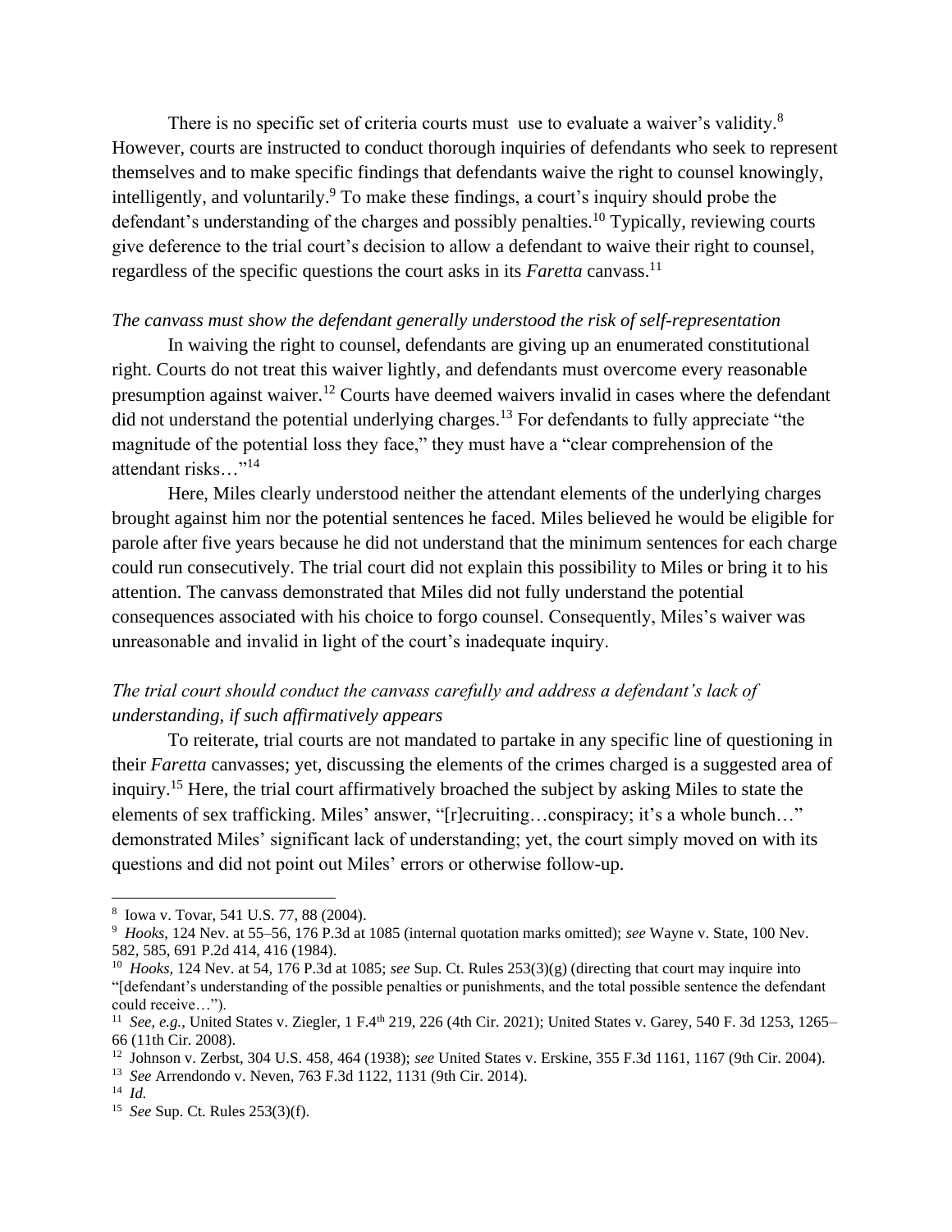There is no specific set of criteria courts must use to evaluate a waiver's validity.[8] However, courts are instructed to conduct thorough inquiries of defendants who seek to represent themselves and to make specific findings that defendants waive the right to counsel knowingly, intelligently, and voluntarily.[9] To make these findings, a court's inquiry should probe the defendant's understanding of the charges and possibly penalties.[10] Typically, reviewing courts give deference to the trial court's decision to allow a defendant to waive their right to counsel, regardless of the specific questions the court asks in its *Faretta* canvass.[11]

*The canvass must show the defendant generally understood the risk of self-representation*

In waiving the right to counsel, defendants are giving up an enumerated constitutional right. Courts do not treat this waiver lightly, and defendants must overcome every reasonable presumption against waiver.[12] Courts have deemed waivers invalid in cases where the defendant did not understand the potential underlying charges.[13] For defendants to fully appreciate "the magnitude of the potential loss they face," they must have a "clear comprehension of the attendant risks…"[14]

Here, Miles clearly understood neither the attendant elements of the underlying charges brought against him nor the potential sentences he faced. Miles believed he would be eligible for parole after five years because he did not understand that the minimum sentences for each charge could run consecutively. The trial court did not explain this possibility to Miles or bring it to his attention. The canvass demonstrated that Miles did not fully understand the potential consequences associated with his choice to forgo counsel. Consequently, Miles's waiver was unreasonable and invalid in light of the court's inadequate inquiry.

*The trial court should conduct the canvass carefully and address a defendant's lack of understanding, if such affirmatively appears*

To reiterate, trial courts are not mandated to partake in any specific line of questioning in their *Faretta* canvasses; yet, discussing the elements of the crimes charged is a suggested area of inquiry.[15] Here, the trial court affirmatively broached the subject by asking Miles to state the elements of sex trafficking. Miles' answer, "[r]ecruiting…conspiracy; it's a whole bunch…" demonstrated Miles' significant lack of understanding; yet, the court simply moved on with its questions and did not point out Miles' errors or otherwise follow-up.

---

[8] Iowa v. Tovar, 541 U.S. 77, 88 (2004).

[9] *Hooks*, 124 Nev. at 55–56, 176 P.3d at 1085 (internal quotation marks omitted); *see* Wayne v. State, 100 Nev. 582, 585, 691 P.2d 414, 416 (1984).

[10] *Hooks*, 124 Nev. at 54, 176 P.3d at 1085; *see* Sup. Ct. Rules 253(3)(g) (directing that court may inquire into "[defendant's understanding of the possible penalties or punishments, and the total possible sentence the defendant could receive…").

[11] *See, e.g.*, United States v. Ziegler, 1 F.4th 219, 226 (4th Cir. 2021); United States v. Garey, 540 F. 3d 1253, 1265–66 (11th Cir. 2008).

[12] Johnson v. Zerbst, 304 U.S. 458, 464 (1938); *see* United States v. Erskine, 355 F.3d 1161, 1167 (9th Cir. 2004).

[13] *See* Arrendondo v. Neven, 763 F.3d 1122, 1131 (9th Cir. 2014).

[14] *Id.*

[15] *See* Sup. Ct. Rules 253(3)(f).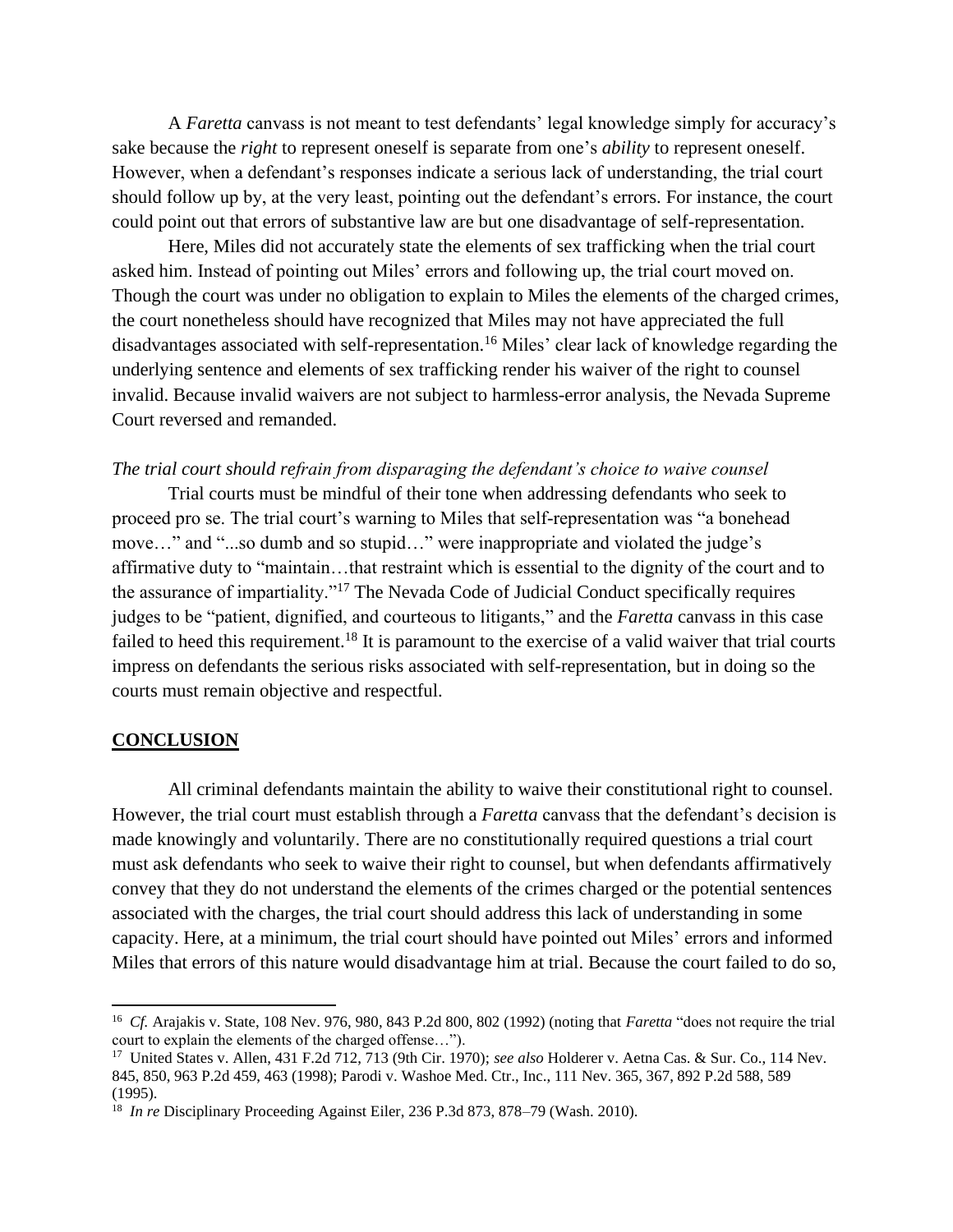A *Faretta* canvass is not meant to test defendants' legal knowledge simply for accuracy's sake because the *right* to represent oneself is separate from one's *ability* to represent oneself. However, when a defendant's responses indicate a serious lack of understanding, the trial court should follow up by, at the very least, pointing out the defendant's errors. For instance, the court could point out that errors of substantive law are but one disadvantage of self-representation.

Here, Miles did not accurately state the elements of sex trafficking when the trial court asked him. Instead of pointing out Miles' errors and following up, the trial court moved on. Though the court was under no obligation to explain to Miles the elements of the charged crimes, the court nonetheless should have recognized that Miles may not have appreciated the full disadvantages associated with self-representation.[16] Miles' clear lack of knowledge regarding the underlying sentence and elements of sex trafficking render his waiver of the right to counsel invalid. Because invalid waivers are not subject to harmless-error analysis, the Nevada Supreme Court reversed and remanded.

*The trial court should refrain from disparaging the defendant's choice to waive counsel*

Trial courts must be mindful of their tone when addressing defendants who seek to proceed pro se. The trial court's warning to Miles that self-representation was "a bonehead move…" and "...so dumb and so stupid…" were inappropriate and violated the judge's affirmative duty to "maintain…that restraint which is essential to the dignity of the court and to the assurance of impartiality."[17] The Nevada Code of Judicial Conduct specifically requires judges to be "patient, dignified, and courteous to litigants," and the *Faretta* canvass in this case failed to heed this requirement.[18] It is paramount to the exercise of a valid waiver that trial courts impress on defendants the serious risks associated with self-representation, but in doing so the courts must remain objective and respectful.

## **CONCLUSION**

All criminal defendants maintain the ability to waive their constitutional right to counsel. However, the trial court must establish through a *Faretta* canvass that the defendant's decision is made knowingly and voluntarily. There are no constitutionally required questions a trial court must ask defendants who seek to waive their right to counsel, but when defendants affirmatively convey that they do not understand the elements of the crimes charged or the potential sentences associated with the charges, the trial court should address this lack of understanding in some capacity. Here, at a minimum, the trial court should have pointed out Miles' errors and informed Miles that errors of this nature would disadvantage him at trial. Because the court failed to do so,

---

[16] *Cf.* Arajakis v. State, 108 Nev. 976, 980, 843 P.2d 800, 802 (1992) (noting that *Faretta* "does not require the trial court to explain the elements of the charged offense…").

[17] United States v. Allen, 431 F.2d 712, 713 (9th Cir. 1970); *see also* Holderer v. Aetna Cas. & Sur. Co., 114 Nev. 845, 850, 963 P.2d 459, 463 (1998); Parodi v. Washoe Med. Ctr., Inc., 111 Nev. 365, 367, 892 P.2d 588, 589 (1995).

[18] *In re* Disciplinary Proceeding Against Eiler, 236 P.3d 873, 878–79 (Wash. 2010).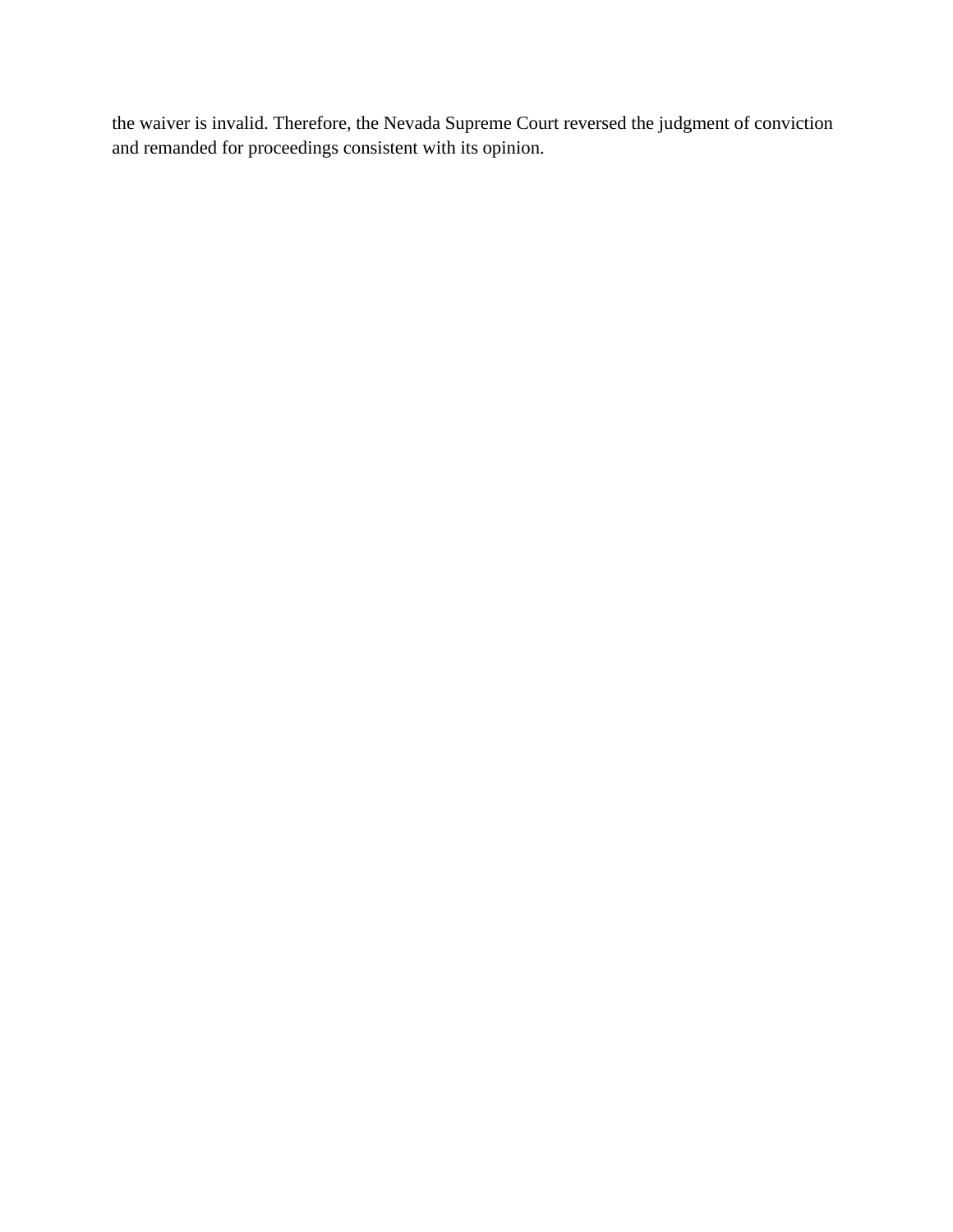the waiver is invalid. Therefore, the Nevada Supreme Court reversed the judgment of conviction and remanded for proceedings consistent with its opinion.